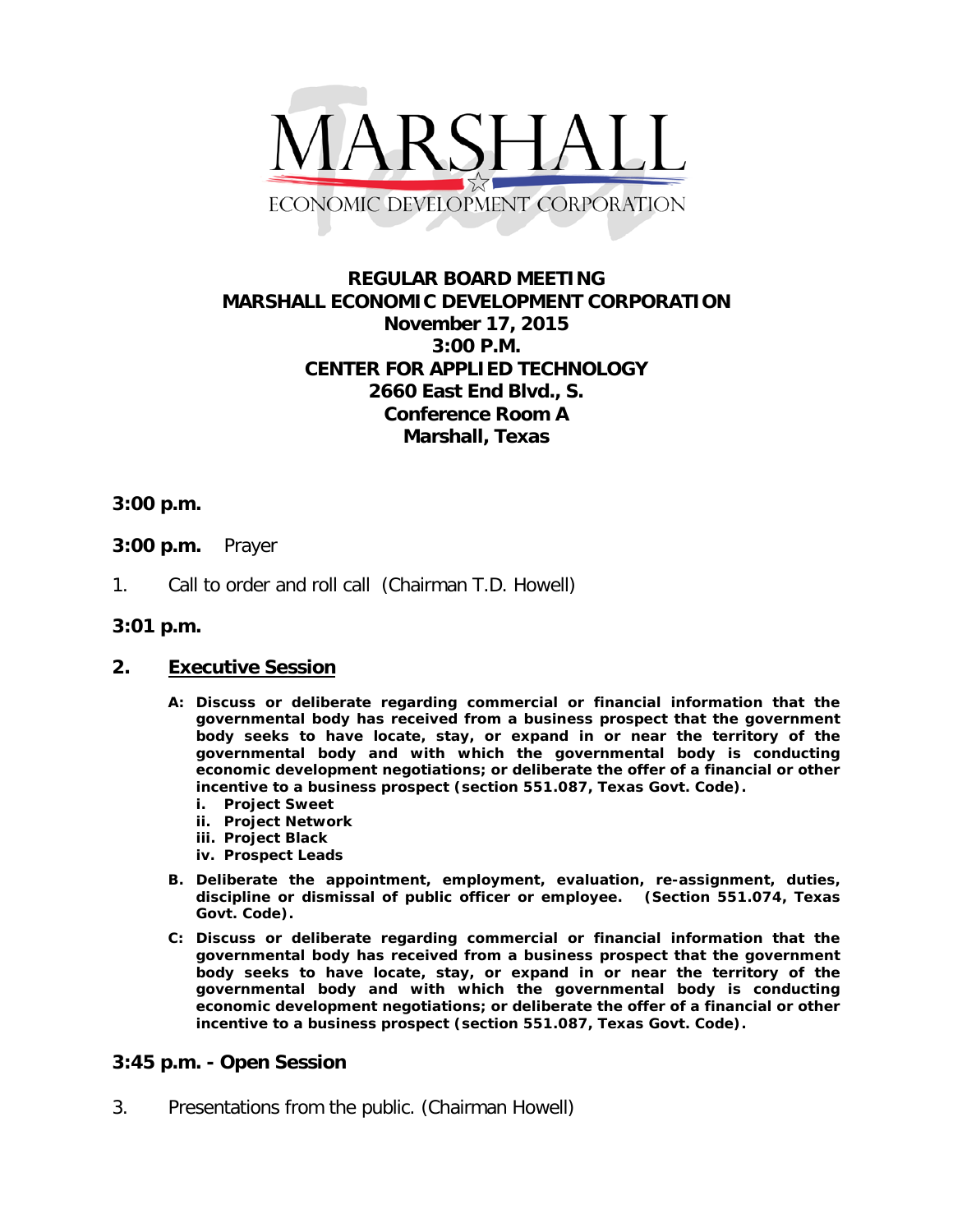MARSHALL

ECONOMIC DEVELOPMENT CORPORATION

# REGULAR BOARD MEETING
# MARSHALL ECONOMIC DEVELOPMENT CORPORATION

**November 17, 2015**
**3:00 P.M.**
**CENTER FOR APPLIED TECHNOLOGY**
**2660 East End Blvd., S.**
**Conference Room A**
**Marshall, Texas**

**3:00 p.m.**

**3:00 p.m.** Prayer

1. Call to order and roll call (Chairman T.D. Howell)

**3:01 p.m.**

## 2. Executive Session

- **A: Discuss or deliberate regarding commercial or financial information that the governmental body has received from a business prospect that the government body seeks to have locate, stay, or expand in or near the territory of the governmental body and with which the governmental body is conducting economic development negotiations; or deliberate the offer of a financial or other incentive to a business prospect (section 551.087, Texas Govt. Code).**
  - **i. Project Sweet**
  - **ii. Project Network**
  - **iii. Project Black**
  - **iv. Prospect Leads**
- **B. Deliberate the appointment, employment, evaluation, re-assignment, duties, discipline or dismissal of public officer or employee. (Section 551.074, Texas Govt. Code).**
- **C: Discuss or deliberate regarding commercial or financial information that the governmental body has received from a business prospect that the government body seeks to have locate, stay, or expand in or near the territory of the governmental body and with which the governmental body is conducting economic development negotiations; or deliberate the offer of a financial or other incentive to a business prospect (section 551.087, Texas Govt. Code).**

## 3:45 p.m. - Open Session

3. Presentations from the public. (Chairman Howell)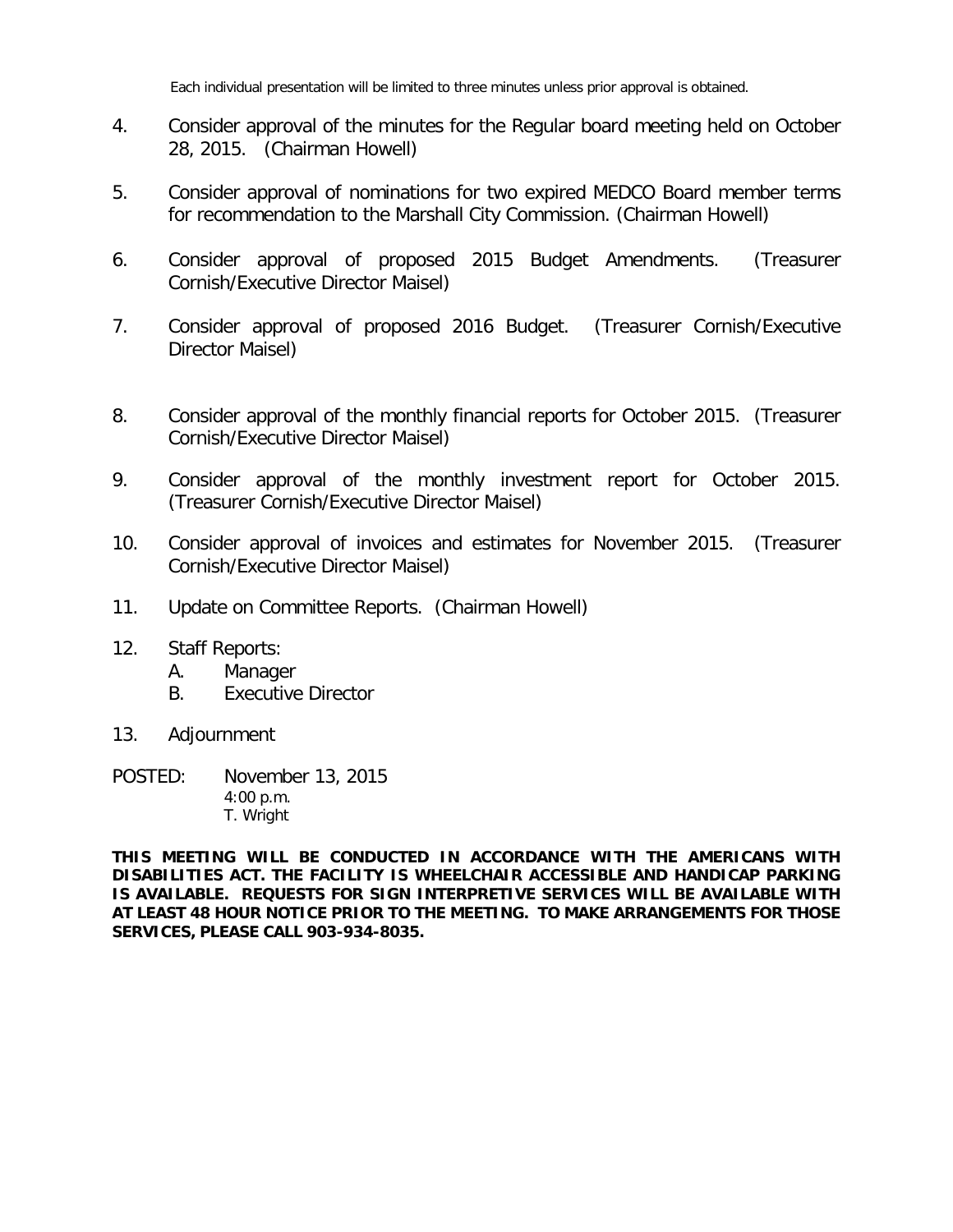Each individual presentation will be limited to three minutes unless prior approval is obtained.

4. Consider approval of the minutes for the Regular board meeting held on October 28, 2015. (Chairman Howell)

5. Consider approval of nominations for two expired MEDCO Board member terms for recommendation to the Marshall City Commission. (Chairman Howell)

6. Consider approval of proposed 2015 Budget Amendments. (Treasurer Cornish/Executive Director Maisel)

7. Consider approval of proposed 2016 Budget. (Treasurer Cornish/Executive Director Maisel)

8. Consider approval of the monthly financial reports for October 2015. (Treasurer Cornish/Executive Director Maisel)

9. Consider approval of the monthly investment report for October 2015. (Treasurer Cornish/Executive Director Maisel)

10. Consider approval of invoices and estimates for November 2015. (Treasurer Cornish/Executive Director Maisel)

11. Update on Committee Reports. (Chairman Howell)

12. Staff Reports:
    A. Manager
    B. Executive Director

13. Adjournment

POSTED: November 13, 2015
4:00 p.m.
T. Wright

**THIS MEETING WILL BE CONDUCTED IN ACCORDANCE WITH THE AMERICANS WITH DISABILITIES ACT. THE FACILITY IS WHEELCHAIR ACCESSIBLE AND HANDICAP PARKING IS AVAILABLE. REQUESTS FOR SIGN INTERPRETIVE SERVICES WILL BE AVAILABLE WITH AT LEAST 48 HOUR NOTICE PRIOR TO THE MEETING. TO MAKE ARRANGEMENTS FOR THOSE SERVICES, PLEASE CALL 903-934-8035.**